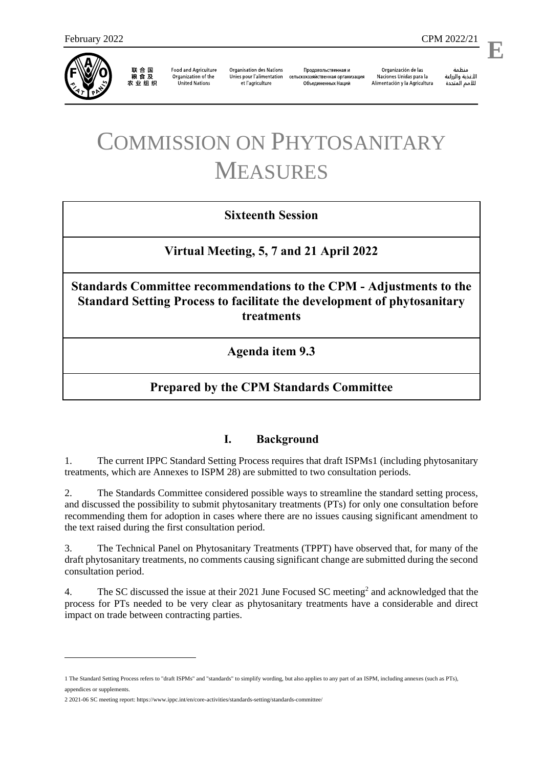February 2022 CPM 2022/21

E

联合国粮食及农业组织 | Food and Agriculture Organization of the United Nations | Organisation des Nations Unies pour l'alimentation et l'agriculture | Продовольственная и сельскохозяйственная организация Объединенных Наций | Organización de las Naciones Unidas para la Alimentación y la Agricultura | منظمة الأغذية والزراعة للأمم المتحدة

# COMMISSION ON PHYTOSANITARY MEASURES

**Sixteenth Session**

**Virtual Meeting, 5, 7 and 21 April 2022**

**Standards Committee recommendations to the CPM - Adjustments to the Standard Setting Process to facilitate the development of phytosanitary treatments**

**Agenda item 9.3**

**Prepared by the CPM Standards Committee**

## I. Background

1. The current IPPC Standard Setting Process requires that draft ISPMs[1] (including phytosanitary treatments, which are Annexes to ISPM 28) are submitted to two consultation periods.

2. The Standards Committee considered possible ways to streamline the standard setting process, and discussed the possibility to submit phytosanitary treatments (PTs) for only one consultation before recommending them for adoption in cases where there are no issues causing significant amendment to the text raised during the first consultation period.

3. The Technical Panel on Phytosanitary Treatments (TPPT) have observed that, for many of the draft phytosanitary treatments, no comments causing significant change are submitted during the second consultation period.

4. The SC discussed the issue at their 2021 June Focused SC meeting[2] and acknowledged that the process for PTs needed to be very clear as phytosanitary treatments have a considerable and direct impact on trade between contracting parties.

---

1 The Standard Setting Process refers to "draft ISPMs" and "standards" to simplify wording, but also applies to any part of an ISPM, including annexes (such as PTs), appendices or supplements.

2 2021-06 SC meeting report: https://www.ippc.int/en/core-activities/standards-setting/standards-committee/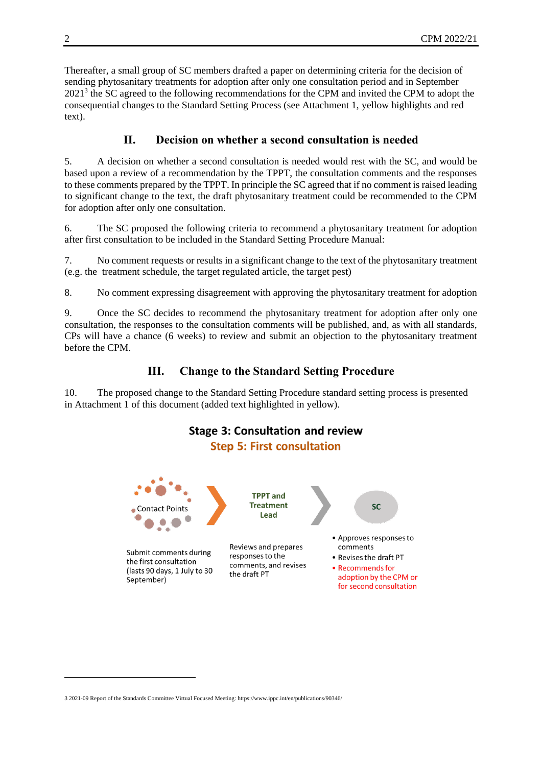Thereafter, a small group of SC members drafted a paper on determining criteria for the decision of sending phytosanitary treatments for adoption after only one consultation period and in September 2021[3] the SC agreed to the following recommendations for the CPM and invited the CPM to adopt the consequential changes to the Standard Setting Process (see Attachment 1, yellow highlights and red text).

## II. Decision on whether a second consultation is needed

5. A decision on whether a second consultation is needed would rest with the SC, and would be based upon a review of a recommendation by the TPPT, the consultation comments and the responses to these comments prepared by the TPPT. In principle the SC agreed that if no comment is raised leading to significant change to the text, the draft phytosanitary treatment could be recommended to the CPM for adoption after only one consultation.

6. The SC proposed the following criteria to recommend a phytosanitary treatment for adoption after first consultation to be included in the Standard Setting Procedure Manual:

7. No comment requests or results in a significant change to the text of the phytosanitary treatment (e.g. the treatment schedule, the target regulated article, the target pest)

8. No comment expressing disagreement with approving the phytosanitary treatment for adoption

9. Once the SC decides to recommend the phytosanitary treatment for adoption after only one consultation, the responses to the consultation comments will be published, and, as with all standards, CPs will have a chance (6 weeks) to review and submit an objection to the phytosanitary treatment before the CPM.

## III. Change to the Standard Setting Procedure

10. The proposed change to the Standard Setting Procedure standard setting process is presented in Attachment 1 of this document (added text highlighted in yellow).

**Stage 3: Consultation and review**

**Step 5: First consultation**

Contact Points → TPPT and Treatment Lead → SC

- Contact Points: Submit comments during the first consultation (lasts 90 days, 1 July to 30 September)
- TPPT and Treatment Lead: Reviews and prepares responses to the comments, and revises the draft PT
- SC:
  - Approves responses to comments
  - Revises the draft PT
  - Recommends for adoption by the CPM or for second consultation

3 2021-09 Report of the Standards Committee Virtual Focused Meeting: https://www.ippc.int/en/publications/90346/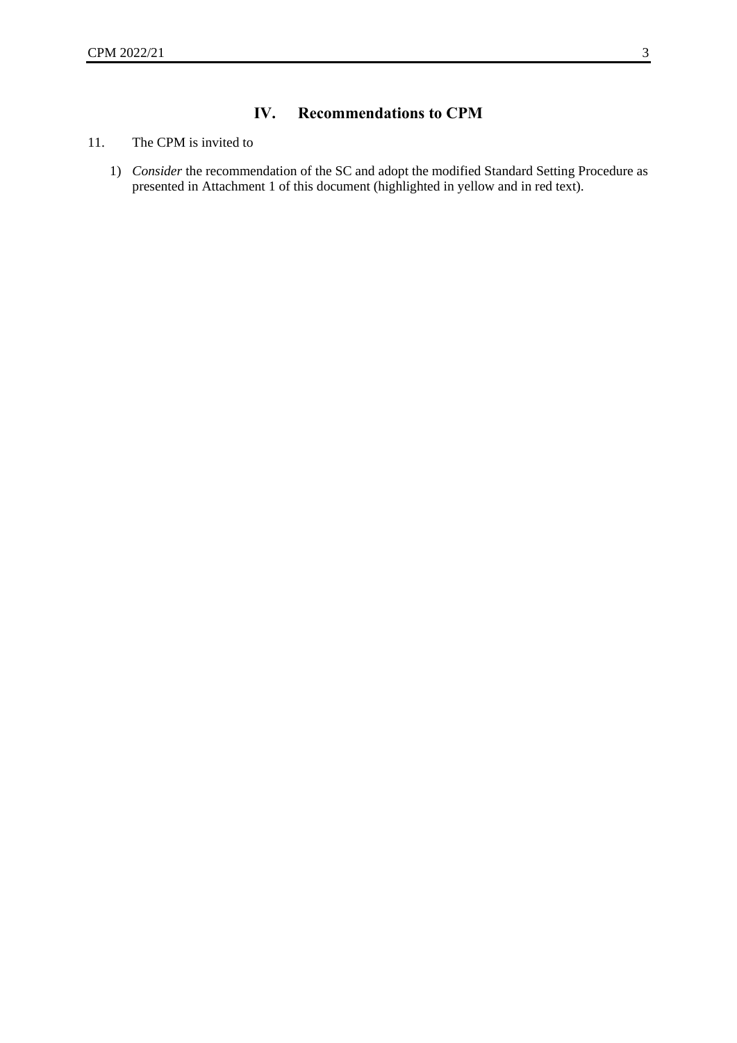## IV. Recommendations to CPM

11. The CPM is invited to

1) *Consider* the recommendation of the SC and adopt the modified Standard Setting Procedure as presented in Attachment 1 of this document (highlighted in yellow and in red text).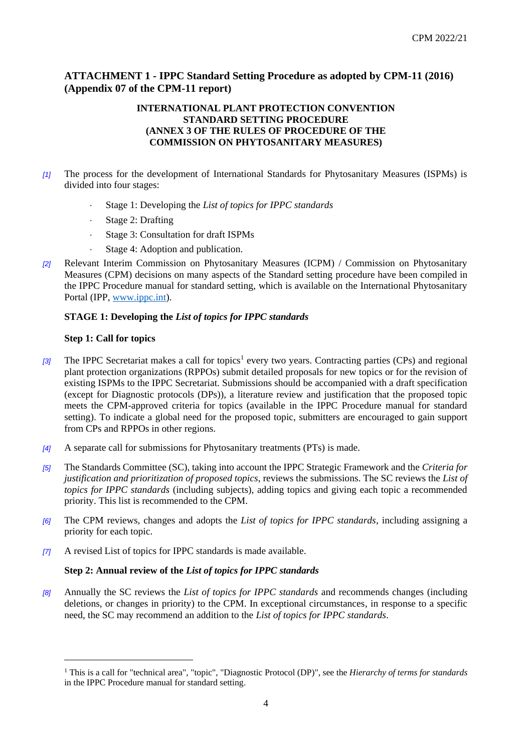## ATTACHMENT 1 - IPPC Standard Setting Procedure as adopted by CPM-11 (2016) (Appendix 07 of the CPM-11 report)

### INTERNATIONAL PLANT PROTECTION CONVENTION STANDARD SETTING PROCEDURE (ANNEX 3 OF THE RULES OF PROCEDURE OF THE COMMISSION ON PHYTOSANITARY MEASURES)

*[1]* The process for the development of International Standards for Phytosanitary Measures (ISPMs) is divided into four stages:

- Stage 1: Developing the *List of topics for IPPC standards*
- Stage 2: Drafting
- Stage 3: Consultation for draft ISPMs
- Stage 4: Adoption and publication.

*[2]* Relevant Interim Commission on Phytosanitary Measures (ICPM) / Commission on Phytosanitary Measures (CPM) decisions on many aspects of the Standard setting procedure have been compiled in the IPPC Procedure manual for standard setting, which is available on the International Phytosanitary Portal (IPP, www.ippc.int).

#### STAGE 1: Developing the *List of topics for IPPC standards*

#### Step 1: Call for topics

*[3]* The IPPC Secretariat makes a call for topics[1] every two years. Contracting parties (CPs) and regional plant protection organizations (RPPOs) submit detailed proposals for new topics or for the revision of existing ISPMs to the IPPC Secretariat. Submissions should be accompanied with a draft specification (except for Diagnostic protocols (DPs)), a literature review and justification that the proposed topic meets the CPM-approved criteria for topics (available in the IPPC Procedure manual for standard setting). To indicate a global need for the proposed topic, submitters are encouraged to gain support from CPs and RPPOs in other regions.

*[4]* A separate call for submissions for Phytosanitary treatments (PTs) is made.

*[5]* The Standards Committee (SC), taking into account the IPPC Strategic Framework and the *Criteria for justification and prioritization of proposed topics*, reviews the submissions. The SC reviews the *List of topics for IPPC standards* (including subjects), adding topics and giving each topic a recommended priority. This list is recommended to the CPM.

*[6]* The CPM reviews, changes and adopts the *List of topics for IPPC standards*, including assigning a priority for each topic.

*[7]* A revised List of topics for IPPC standards is made available.

#### Step 2: Annual review of the *List of topics for IPPC standards*

*[8]* Annually the SC reviews the *List of topics for IPPC standards* and recommends changes (including deletions, or changes in priority) to the CPM. In exceptional circumstances, in response to a specific need, the SC may recommend an addition to the *List of topics for IPPC standards*.

---

[1] This is a call for "technical area", "topic", "Diagnostic Protocol (DP)", see the *Hierarchy of terms for standards* in the IPPC Procedure manual for standard setting.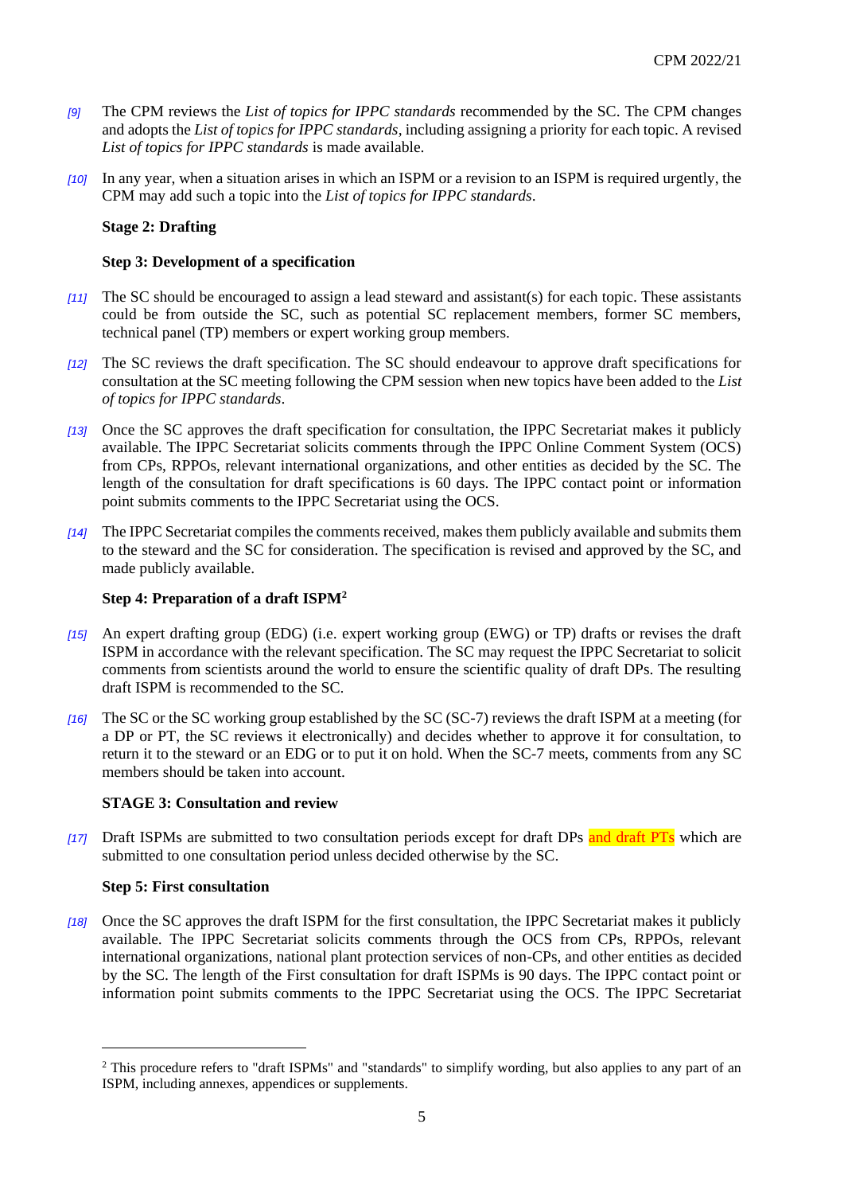*[9]* The CPM reviews the *List of topics for IPPC standards* recommended by the SC. The CPM changes and adopts the *List of topics for IPPC standards*, including assigning a priority for each topic. A revised *List of topics for IPPC standards* is made available.

*[10]* In any year, when a situation arises in which an ISPM or a revision to an ISPM is required urgently, the CPM may add such a topic into the *List of topics for IPPC standards*.

**Stage 2: Drafting**

**Step 3: Development of a specification**

*[11]* The SC should be encouraged to assign a lead steward and assistant(s) for each topic. These assistants could be from outside the SC, such as potential SC replacement members, former SC members, technical panel (TP) members or expert working group members.

*[12]* The SC reviews the draft specification. The SC should endeavour to approve draft specifications for consultation at the SC meeting following the CPM session when new topics have been added to the *List of topics for IPPC standards*.

*[13]* Once the SC approves the draft specification for consultation, the IPPC Secretariat makes it publicly available. The IPPC Secretariat solicits comments through the IPPC Online Comment System (OCS) from CPs, RPPOs, relevant international organizations, and other entities as decided by the SC. The length of the consultation for draft specifications is 60 days. The IPPC contact point or information point submits comments to the IPPC Secretariat using the OCS.

*[14]* The IPPC Secretariat compiles the comments received, makes them publicly available and submits them to the steward and the SC for consideration. The specification is revised and approved by the SC, and made publicly available.

**Step 4: Preparation of a draft ISPM[2]**

*[15]* An expert drafting group (EDG) (i.e. expert working group (EWG) or TP) drafts or revises the draft ISPM in accordance with the relevant specification. The SC may request the IPPC Secretariat to solicit comments from scientists around the world to ensure the scientific quality of draft DPs. The resulting draft ISPM is recommended to the SC.

*[16]* The SC or the SC working group established by the SC (SC-7) reviews the draft ISPM at a meeting (for a DP or PT, the SC reviews it electronically) and decides whether to approve it for consultation, to return it to the steward or an EDG or to put it on hold. When the SC-7 meets, comments from any SC members should be taken into account.

**STAGE 3: Consultation and review**

*[17]* Draft ISPMs are submitted to two consultation periods except for draft DPs and draft PTs which are submitted to one consultation period unless decided otherwise by the SC.

**Step 5: First consultation**

*[18]* Once the SC approves the draft ISPM for the first consultation, the IPPC Secretariat makes it publicly available. The IPPC Secretariat solicits comments through the OCS from CPs, RPPOs, relevant international organizations, national plant protection services of non-CPs, and other entities as decided by the SC. The length of the First consultation for draft ISPMs is 90 days. The IPPC contact point or information point submits comments to the IPPC Secretariat using the OCS. The IPPC Secretariat

[2] This procedure refers to "draft ISPMs" and "standards" to simplify wording, but also applies to any part of an ISPM, including annexes, appendices or supplements.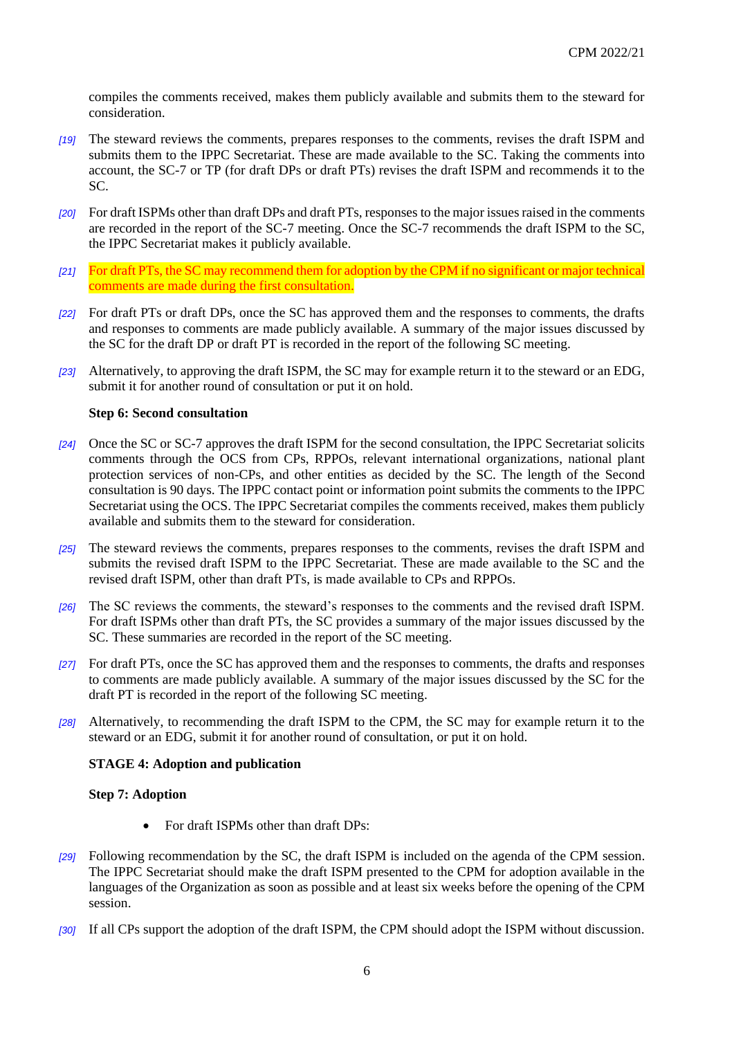compiles the comments received, makes them publicly available and submits them to the steward for consideration.

*[19]* The steward reviews the comments, prepares responses to the comments, revises the draft ISPM and submits them to the IPPC Secretariat. These are made available to the SC. Taking the comments into account, the SC-7 or TP (for draft DPs or draft PTs) revises the draft ISPM and recommends it to the SC.

*[20]* For draft ISPMs other than draft DPs and draft PTs, responses to the major issues raised in the comments are recorded in the report of the SC-7 meeting. Once the SC-7 recommends the draft ISPM to the SC, the IPPC Secretariat makes it publicly available.

*[21]* For draft PTs, the SC may recommend them for adoption by the CPM if no significant or major technical comments are made during the first consultation.

*[22]* For draft PTs or draft DPs, once the SC has approved them and the responses to comments, the drafts and responses to comments are made publicly available. A summary of the major issues discussed by the SC for the draft DP or draft PT is recorded in the report of the following SC meeting.

*[23]* Alternatively, to approving the draft ISPM, the SC may for example return it to the steward or an EDG, submit it for another round of consultation or put it on hold.

**Step 6: Second consultation**

*[24]* Once the SC or SC-7 approves the draft ISPM for the second consultation, the IPPC Secretariat solicits comments through the OCS from CPs, RPPOs, relevant international organizations, national plant protection services of non-CPs, and other entities as decided by the SC. The length of the Second consultation is 90 days. The IPPC contact point or information point submits the comments to the IPPC Secretariat using the OCS. The IPPC Secretariat compiles the comments received, makes them publicly available and submits them to the steward for consideration.

*[25]* The steward reviews the comments, prepares responses to the comments, revises the draft ISPM and submits the revised draft ISPM to the IPPC Secretariat. These are made available to the SC and the revised draft ISPM, other than draft PTs, is made available to CPs and RPPOs.

*[26]* The SC reviews the comments, the steward's responses to the comments and the revised draft ISPM. For draft ISPMs other than draft PTs, the SC provides a summary of the major issues discussed by the SC. These summaries are recorded in the report of the SC meeting.

*[27]* For draft PTs, once the SC has approved them and the responses to comments, the drafts and responses to comments are made publicly available. A summary of the major issues discussed by the SC for the draft PT is recorded in the report of the following SC meeting.

*[28]* Alternatively, to recommending the draft ISPM to the CPM, the SC may for example return it to the steward or an EDG, submit it for another round of consultation, or put it on hold.

**STAGE 4: Adoption and publication**

**Step 7: Adoption**

- For draft ISPMs other than draft DPs:

*[29]* Following recommendation by the SC, the draft ISPM is included on the agenda of the CPM session. The IPPC Secretariat should make the draft ISPM presented to the CPM for adoption available in the languages of the Organization as soon as possible and at least six weeks before the opening of the CPM session.

*[30]* If all CPs support the adoption of the draft ISPM, the CPM should adopt the ISPM without discussion.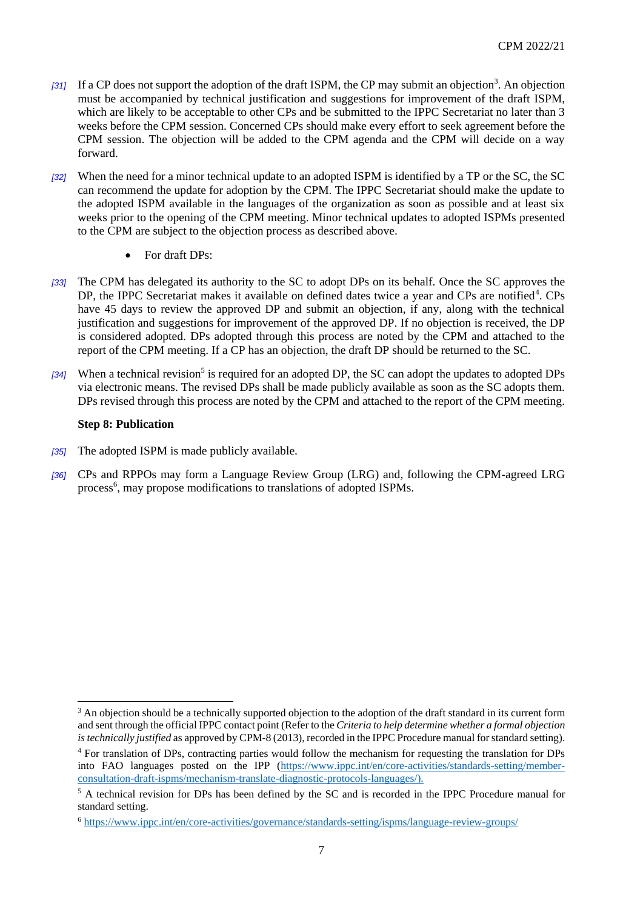[31] If a CP does not support the adoption of the draft ISPM, the CP may submit an objection[3]. An objection must be accompanied by technical justification and suggestions for improvement of the draft ISPM, which are likely to be acceptable to other CPs and be submitted to the IPPC Secretariat no later than 3 weeks before the CPM session. Concerned CPs should make every effort to seek agreement before the CPM session. The objection will be added to the CPM agenda and the CPM will decide on a way forward.

[32] When the need for a minor technical update to an adopted ISPM is identified by a TP or the SC, the SC can recommend the update for adoption by the CPM. The IPPC Secretariat should make the update to the adopted ISPM available in the languages of the organization as soon as possible and at least six weeks prior to the opening of the CPM meeting. Minor technical updates to adopted ISPMs presented to the CPM are subject to the objection process as described above.

- For draft DPs:

[33] The CPM has delegated its authority to the SC to adopt DPs on its behalf. Once the SC approves the DP, the IPPC Secretariat makes it available on defined dates twice a year and CPs are notified[4]. CPs have 45 days to review the approved DP and submit an objection, if any, along with the technical justification and suggestions for improvement of the approved DP. If no objection is received, the DP is considered adopted. DPs adopted through this process are noted by the CPM and attached to the report of the CPM meeting. If a CP has an objection, the draft DP should be returned to the SC.

[34] When a technical revision[5] is required for an adopted DP, the SC can adopt the updates to adopted DPs via electronic means. The revised DPs shall be made publicly available as soon as the SC adopts them. DPs revised through this process are noted by the CPM and attached to the report of the CPM meeting.

**Step 8: Publication**

[35] The adopted ISPM is made publicly available.

[36] CPs and RPPOs may form a Language Review Group (LRG) and, following the CPM-agreed LRG process[6], may propose modifications to translations of adopted ISPMs.

---

[3] An objection should be a technically supported objection to the adoption of the draft standard in its current form and sent through the official IPPC contact point (Refer to the *Criteria to help determine whether a formal objection is technically justified* as approved by CPM-8 (2013), recorded in the IPPC Procedure manual for standard setting).

[4] For translation of DPs, contracting parties would follow the mechanism for requesting the translation for DPs into FAO languages posted on the IPP (https://www.ippc.int/en/core-activities/standards-setting/member-consultation-draft-ispms/mechanism-translate-diagnostic-protocols-languages/).

[5] A technical revision for DPs has been defined by the SC and is recorded in the IPPC Procedure manual for standard setting.

[6] https://www.ippc.int/en/core-activities/governance/standards-setting/ispms/language-review-groups/